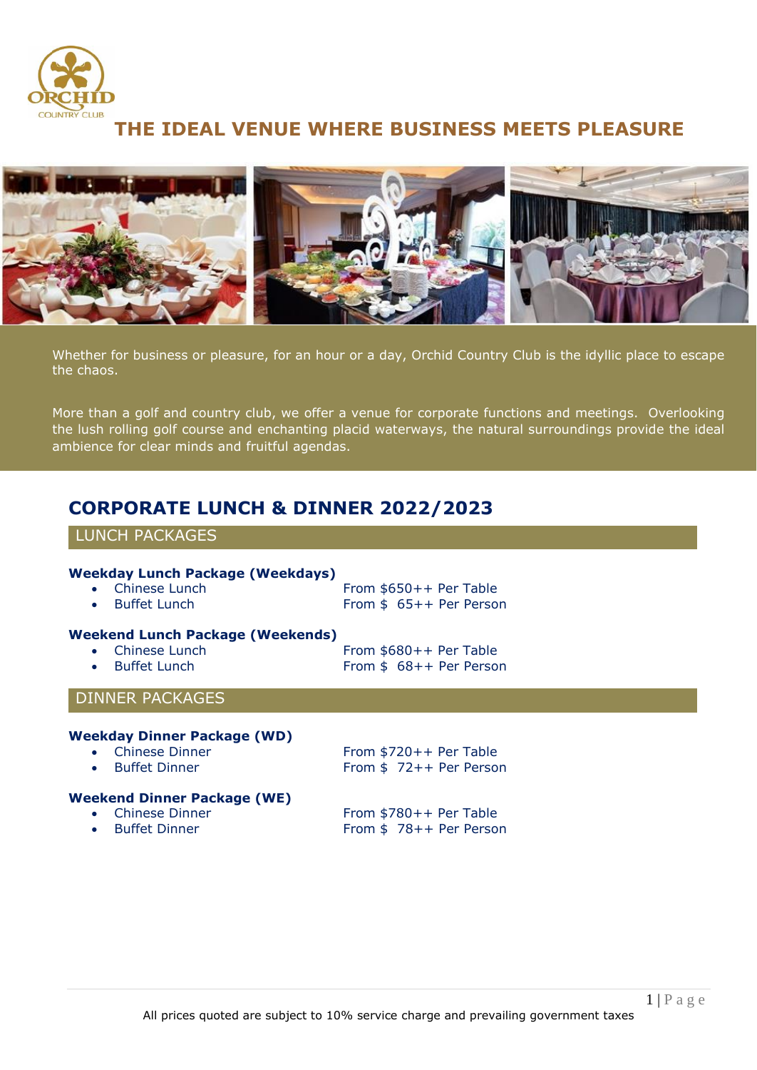# THE IDEAL VENUE WHERE BUSINESS MEETS PLEASURE

Whether for business or pleasure, for an hour or a day, Orchid Country Club is the idyllic place to escape the chaos.

More than a golf and country club, we offer a venue for corporate functions and meetings. Overlooking the lush rolling golf course and enchanting placid waterways, the natural surroundings provide the ideal ambience for clear minds and fruitful agendas.

## CORPORATE LUNCH & DINNER 2022/2023

### LUNCH PACKAGES

**Weekday Lunch Package (Weekdays)**

- Chinese Lunch — From $650++ Per Table
- Buffet Lunch — From $ 65++ Per Person

**Weekend Lunch Package (Weekends)**

- Chinese Lunch — From $680++ Per Table
- Buffet Lunch — From $ 68++ Per Person

### DINNER PACKAGES

**Weekday Dinner Package (WD)**

- Chinese Dinner — From $720++ Per Table
- Buffet Dinner — From $ 72++ Per Person

**Weekend Dinner Package (WE)**

- Chinese Dinner — From $780++ Per Table
- Buffet Dinner — From $ 78++ Per Person

All prices quoted are subject to 10% service charge and prevailing government taxes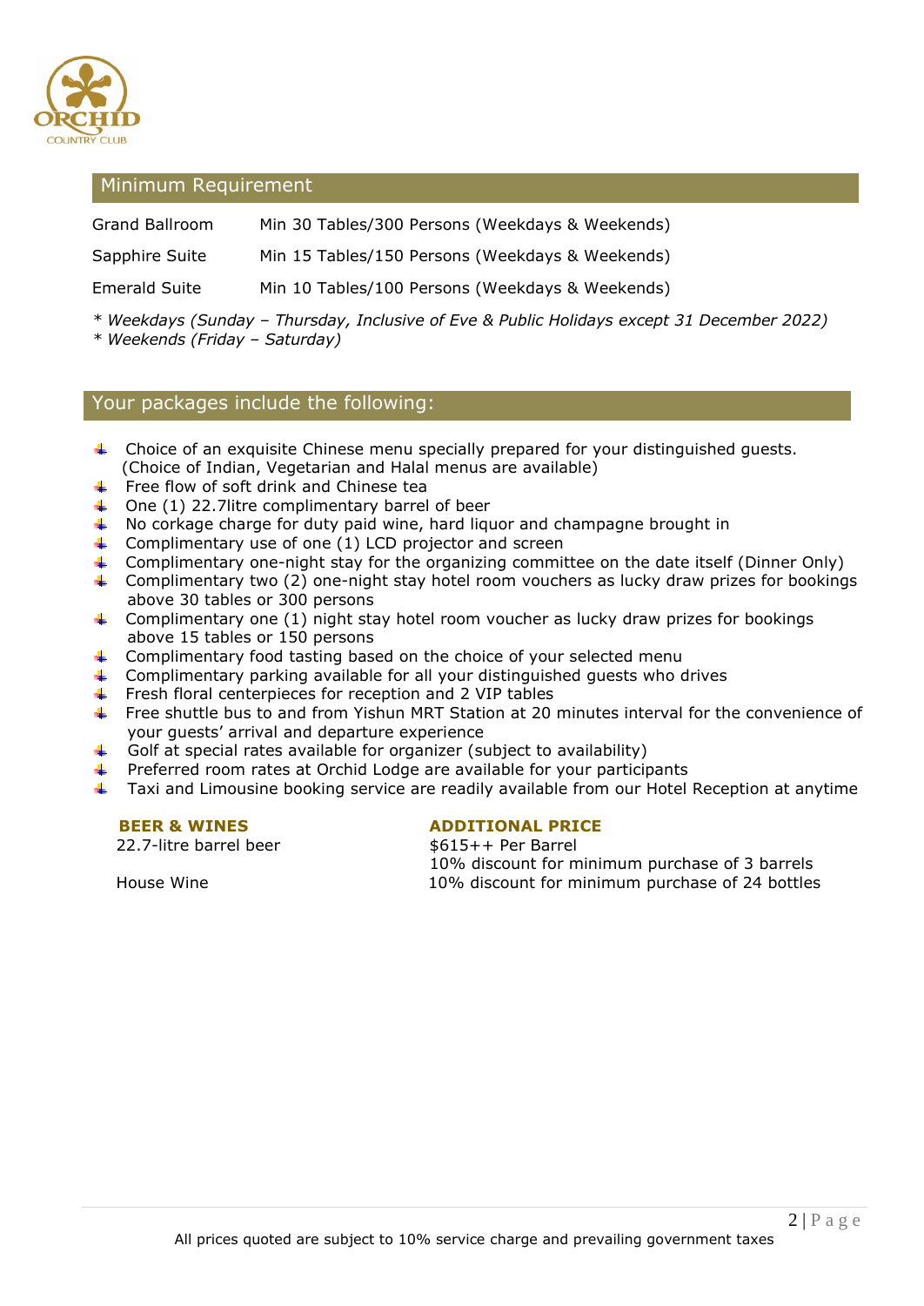## Minimum Requirement

| | |
|---|---|
| Grand Ballroom | Min 30 Tables/300 Persons (Weekdays & Weekends) |
| Sapphire Suite | Min 15 Tables/150 Persons (Weekdays & Weekends) |
| Emerald Suite | Min 10 Tables/100 Persons (Weekdays & Weekends) |

*\* Weekdays (Sunday – Thursday, Inclusive of Eve & Public Holidays except 31 December 2022)*
*\* Weekends (Friday – Saturday)*

## Your packages include the following:

- Choice of an exquisite Chinese menu specially prepared for your distinguished guests. (Choice of Indian, Vegetarian and Halal menus are available)
- Free flow of soft drink and Chinese tea
- One (1) 22.7litre complimentary barrel of beer
- No corkage charge for duty paid wine, hard liquor and champagne brought in
- Complimentary use of one (1) LCD projector and screen
- Complimentary one-night stay for the organizing committee on the date itself (Dinner Only)
- Complimentary two (2) one-night stay hotel room vouchers as lucky draw prizes for bookings above 30 tables or 300 persons
- Complimentary one (1) night stay hotel room voucher as lucky draw prizes for bookings above 15 tables or 150 persons
- Complimentary food tasting based on the choice of your selected menu
- Complimentary parking available for all your distinguished guests who drives
- Fresh floral centerpieces for reception and 2 VIP tables
- Free shuttle bus to and from Yishun MRT Station at 20 minutes interval for the convenience of your guests' arrival and departure experience
- Golf at special rates available for organizer (subject to availability)
- Preferred room rates at Orchid Lodge are available for your participants
- Taxi and Limousine booking service are readily available from our Hotel Reception at anytime

| BEER & WINES | ADDITIONAL PRICE |
|---|---|
| 22.7-litre barrel beer | $615++ Per Barrel<br>10% discount for minimum purchase of 3 barrels |
| House Wine | 10% discount for minimum purchase of 24 bottles |

All prices quoted are subject to 10% service charge and prevailing government taxes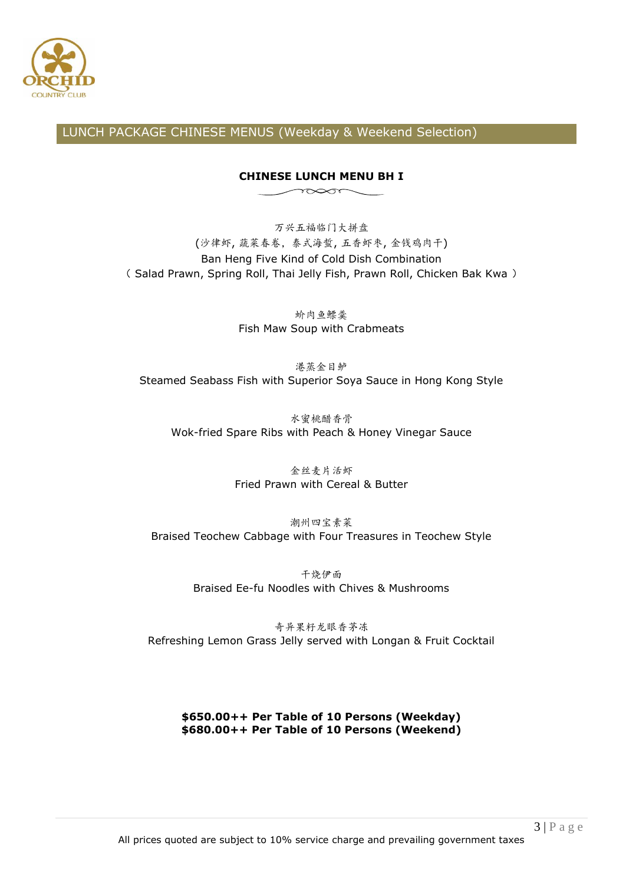## LUNCH PACKAGE CHINESE MENUS (Weekday & Weekend Selection)

### CHINESE LUNCH MENU BH I

万兴五福临门大拼盘
(沙律虾, 蔬菜春卷, 泰式海蜇, 五香虾枣, 金钱鸡肉干)
Ban Heng Five Kind of Cold Dish Combination
( Salad Prawn, Spring Roll, Thai Jelly Fish, Prawn Roll, Chicken Bak Kwa )

蟹肉鱼鳔羹
Fish Maw Soup with Crabmeats

港蒸金目鲈
Steamed Seabass Fish with Superior Soya Sauce in Hong Kong Style

水蜜桃醋香骨
Wok-fried Spare Ribs with Peach & Honey Vinegar Sauce

金丝麦片活虾
Fried Prawn with Cereal & Butter

潮州四宝素菜
Braised Teochew Cabbage with Four Treasures in Teochew Style

干烧伊面
Braised Ee-fu Noodles with Chives & Mushrooms

奇异果籽龙眼香茅冻
Refreshing Lemon Grass Jelly served with Longan & Fruit Cocktail

**$650.00++ Per Table of 10 Persons (Weekday)**
**$680.00++ Per Table of 10 Persons (Weekend)**

All prices quoted are subject to 10% service charge and prevailing government taxes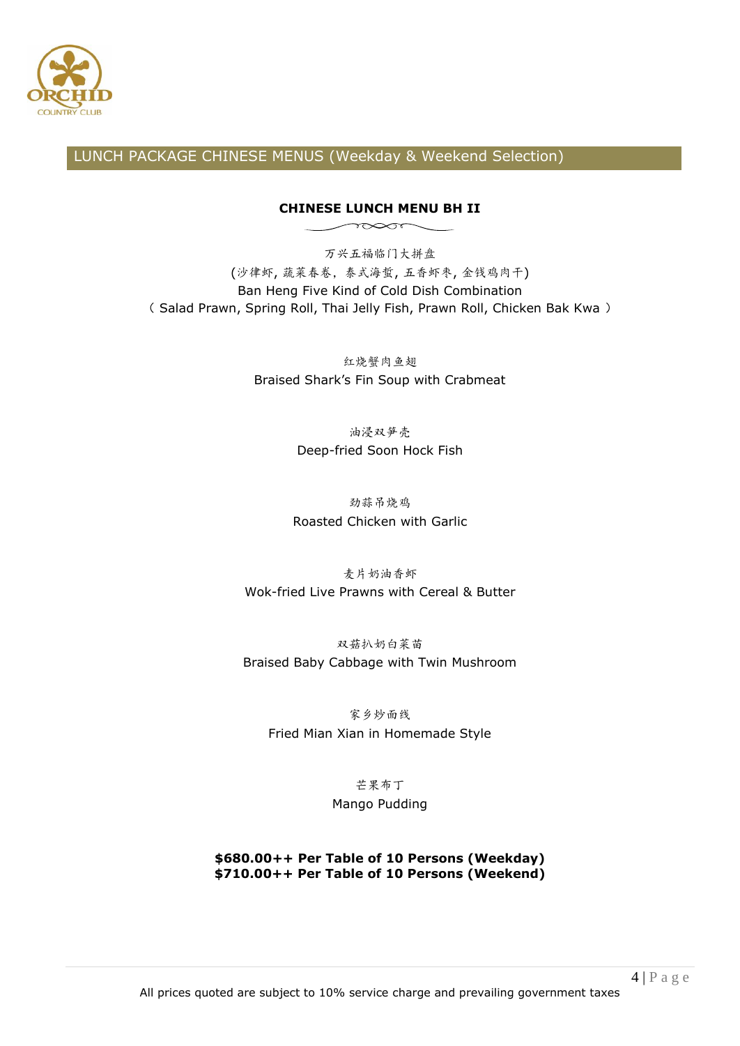## LUNCH PACKAGE CHINESE MENUS (Weekday & Weekend Selection)

### CHINESE LUNCH MENU BH II

万兴五福临门大拼盘
(沙律虾, 蔬菜春卷, 泰式海蜇, 五香虾枣, 金钱鸡肉干)
Ban Heng Five Kind of Cold Dish Combination
( Salad Prawn, Spring Roll, Thai Jelly Fish, Prawn Roll, Chicken Bak Kwa )

红烧蟹肉鱼翅
Braised Shark's Fin Soup with Crabmeat

油浸双笋壳
Deep-fried Soon Hock Fish

劲蒜吊烧鸡
Roasted Chicken with Garlic

麦片奶油香虾
Wok-fried Live Prawns with Cereal & Butter

双菇扒奶白菜苗
Braised Baby Cabbage with Twin Mushroom

家乡炒面线
Fried Mian Xian in Homemade Style

芒果布丁
Mango Pudding

**$680.00++ Per Table of 10 Persons (Weekday)**
**$710.00++ Per Table of 10 Persons (Weekend)**

All prices quoted are subject to 10% service charge and prevailing government taxes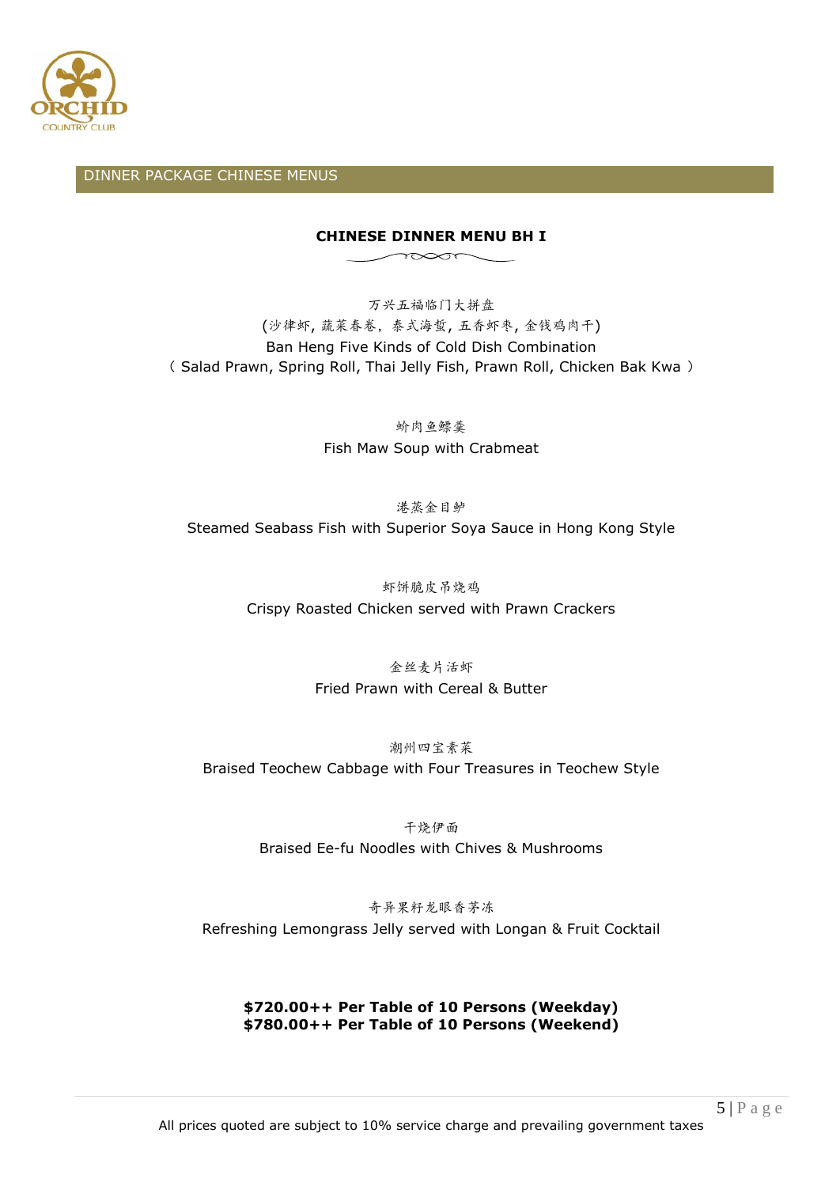## DINNER PACKAGE CHINESE MENUS

### CHINESE DINNER MENU BH I

万兴五福临门大拼盘
(沙律虾, 蔬菜春卷, 泰式海蜇, 五香虾枣, 金钱鸡肉干)
Ban Heng Five Kinds of Cold Dish Combination
（ Salad Prawn, Spring Roll, Thai Jelly Fish, Prawn Roll, Chicken Bak Kwa ）

蚧肉鱼鳔羹
Fish Maw Soup with Crabmeat

港蒸金目鲈
Steamed Seabass Fish with Superior Soya Sauce in Hong Kong Style

虾饼脆皮吊烧鸡
Crispy Roasted Chicken served with Prawn Crackers

金丝麦片活虾
Fried Prawn with Cereal & Butter

潮州四宝素菜
Braised Teochew Cabbage with Four Treasures in Teochew Style

干烧伊面
Braised Ee-fu Noodles with Chives & Mushrooms

奇异果籽龙眼香茅冻
Refreshing Lemongrass Jelly served with Longan & Fruit Cocktail

**$720.00++ Per Table of 10 Persons (Weekday)**
**$780.00++ Per Table of 10 Persons (Weekend)**

All prices quoted are subject to 10% service charge and prevailing government taxes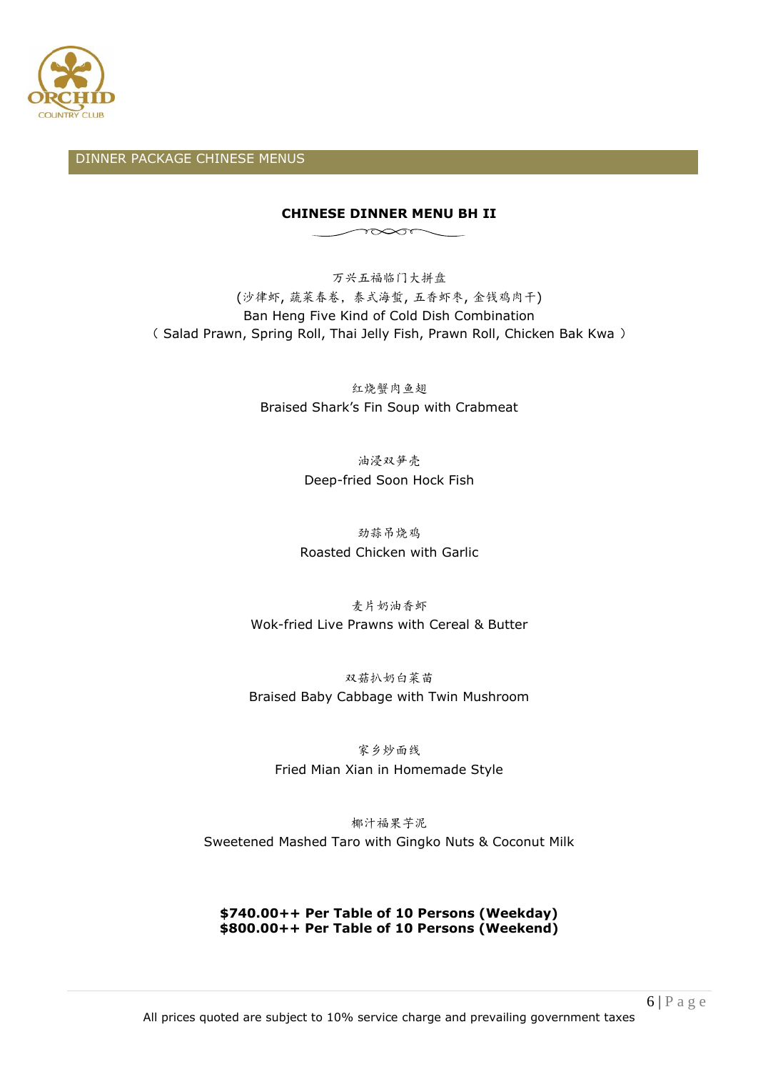DINNER PACKAGE CHINESE MENUS

## CHINESE DINNER MENU BH II

万兴五福临门大拼盘
(沙律虾, 蔬菜春卷, 泰式海蜇, 五香虾枣, 金钱鸡肉干)
Ban Heng Five Kind of Cold Dish Combination
（ Salad Prawn, Spring Roll, Thai Jelly Fish, Prawn Roll, Chicken Bak Kwa ）

红烧蟹肉鱼翅
Braised Shark's Fin Soup with Crabmeat

油浸双笋壳
Deep-fried Soon Hock Fish

劲蒜吊烧鸡
Roasted Chicken with Garlic

麦片奶油香虾
Wok-fried Live Prawns with Cereal & Butter

双菇扒奶白菜苗
Braised Baby Cabbage with Twin Mushroom

家乡炒面线
Fried Mian Xian in Homemade Style

椰汁福果芋泥
Sweetened Mashed Taro with Gingko Nuts & Coconut Milk

**$740.00++ Per Table of 10 Persons (Weekday)**
**$800.00++ Per Table of 10 Persons (Weekend)**

All prices quoted are subject to 10% service charge and prevailing government taxes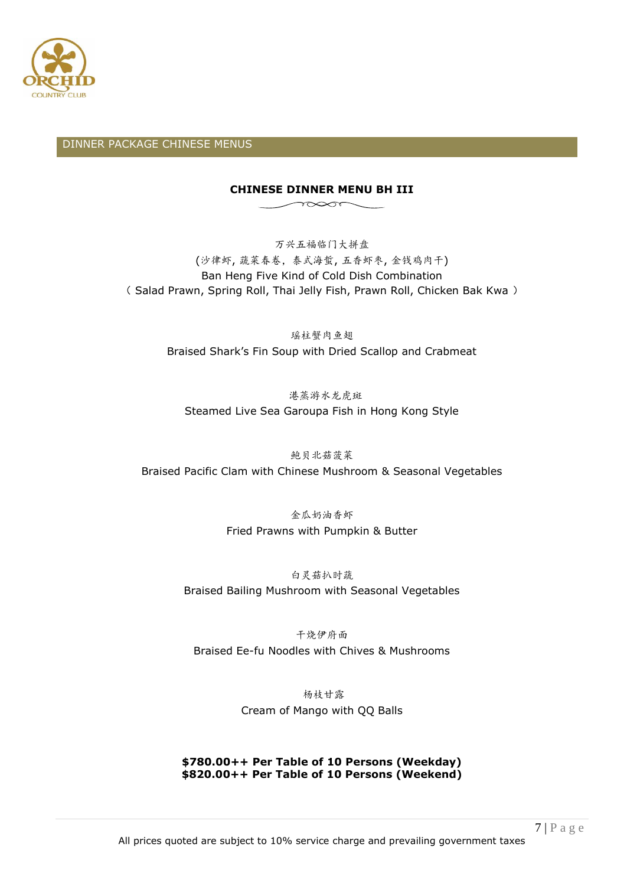DINNER PACKAGE CHINESE MENUS

## CHINESE DINNER MENU BH III

万兴五福临门大拼盘
(沙律虾, 蔬菜春卷, 泰式海蜇, 五香虾枣, 金钱鸡肉干)
Ban Heng Five Kind of Cold Dish Combination
（ Salad Prawn, Spring Roll, Thai Jelly Fish, Prawn Roll, Chicken Bak Kwa ）

瑶柱蟹肉鱼翅
Braised Shark's Fin Soup with Dried Scallop and Crabmeat

港蒸游水龙虎斑
Steamed Live Sea Garoupa Fish in Hong Kong Style

鲍贝北菇菠菜
Braised Pacific Clam with Chinese Mushroom & Seasonal Vegetables

金瓜奶油香虾
Fried Prawns with Pumpkin & Butter

白灵菇扒时蔬
Braised Bailing Mushroom with Seasonal Vegetables

干烧伊府面
Braised Ee-fu Noodles with Chives & Mushrooms

杨枝甘露
Cream of Mango with QQ Balls

**$780.00++ Per Table of 10 Persons (Weekday)**
**$820.00++ Per Table of 10 Persons (Weekend)**

All prices quoted are subject to 10% service charge and prevailing government taxes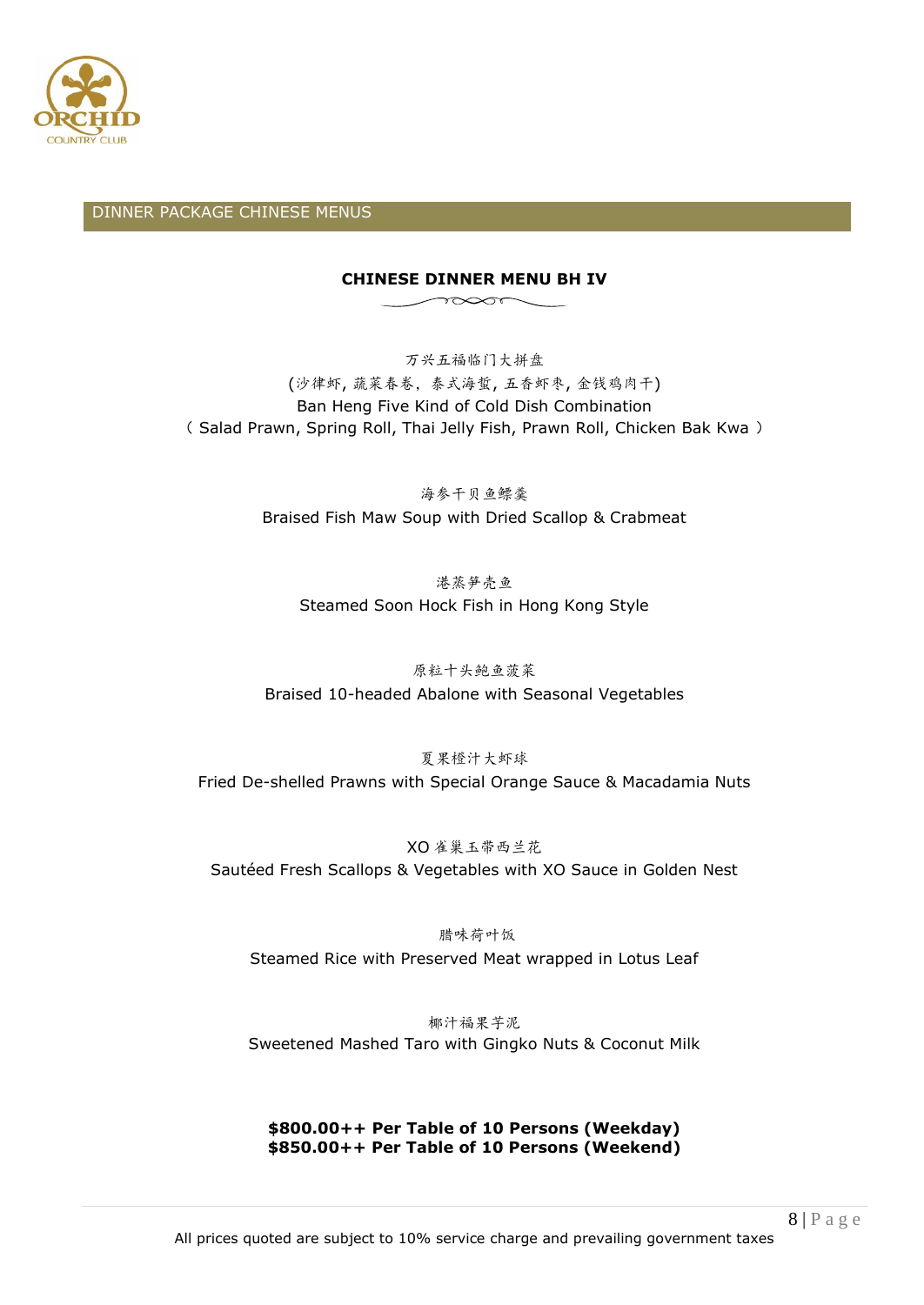## DINNER PACKAGE CHINESE MENUS

### CHINESE DINNER MENU BH IV

万兴五福临门大拼盘
(沙律虾, 蔬菜春卷, 泰式海蜇, 五香虾枣, 金钱鸡肉干)
Ban Heng Five Kind of Cold Dish Combination
（Salad Prawn, Spring Roll, Thai Jelly Fish, Prawn Roll, Chicken Bak Kwa）

海参干贝鱼鳔羮
Braised Fish Maw Soup with Dried Scallop & Crabmeat

港蒸笋壳鱼
Steamed Soon Hock Fish in Hong Kong Style

原粒十头鲍鱼菠菜
Braised 10-headed Abalone with Seasonal Vegetables

夏果橙汁大虾球
Fried De-shelled Prawns with Special Orange Sauce & Macadamia Nuts

XO 雀巢玉带西兰花
Sautéed Fresh Scallops & Vegetables with XO Sauce in Golden Nest

腊味荷叶饭
Steamed Rice with Preserved Meat wrapped in Lotus Leaf

椰汁福果芋泥
Sweetened Mashed Taro with Gingko Nuts & Coconut Milk

**$800.00++ Per Table of 10 Persons (Weekday)**
**$850.00++ Per Table of 10 Persons (Weekend)**

All prices quoted are subject to 10% service charge and prevailing government taxes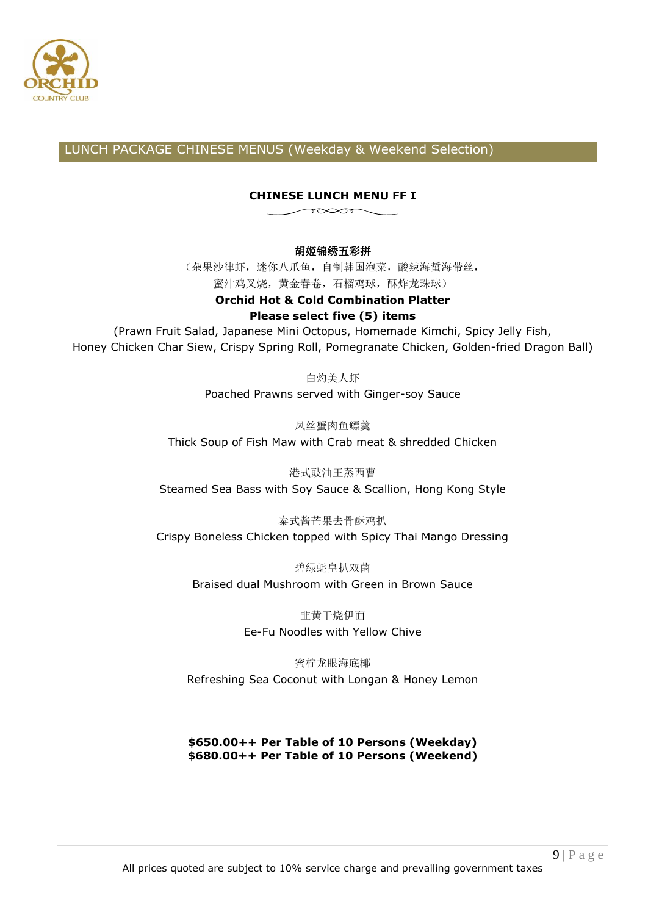ORCHID
COUNTRY CLUB

## LUNCH PACKAGE CHINESE MENUS (Weekday & Weekend Selection)

### CHINESE LUNCH MENU FF I

**胡姬锦绣五彩拼**

（杂果沙律虾，迷你八爪鱼，自制韩国泡菜，酸辣海蜇海带丝，
蜜汁鸡叉烧，黄金春卷，石榴鸡球，酥炸龙珠球）

**Orchid Hot & Cold Combination Platter**

**Please select five (5) items**

(Prawn Fruit Salad, Japanese Mini Octopus, Homemade Kimchi, Spicy Jelly Fish,
Honey Chicken Char Siew, Crispy Spring Roll, Pomegranate Chicken, Golden-fried Dragon Ball)

白灼美人虾
Poached Prawns served with Ginger-soy Sauce

凤丝蟹肉鱼鳔羹
Thick Soup of Fish Maw with Crab meat & shredded Chicken

港式豉油王蒸西曹
Steamed Sea Bass with Soy Sauce & Scallion, Hong Kong Style

泰式酱芒果去骨酥鸡扒
Crispy Boneless Chicken topped with Spicy Thai Mango Dressing

碧绿蚝皇扒双菌
Braised dual Mushroom with Green in Brown Sauce

韭黄干烧伊面
Ee-Fu Noodles with Yellow Chive

蜜柠龙眼海底椰
Refreshing Sea Coconut with Longan & Honey Lemon

**$650.00++ Per Table of 10 Persons (Weekday)**
**$680.00++ Per Table of 10 Persons (Weekend)**

All prices quoted are subject to 10% service charge and prevailing government taxes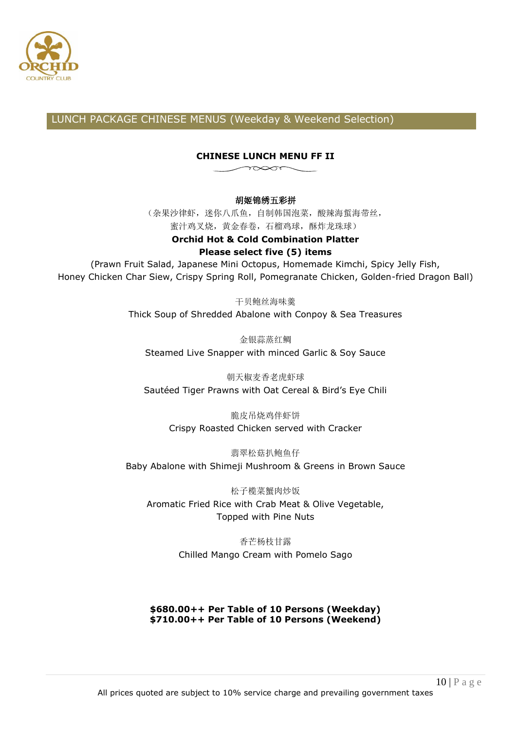## LUNCH PACKAGE CHINESE MENUS (Weekday & Weekend Selection)

### CHINESE LUNCH MENU FF II

**胡姬锦绣五彩拼**

（杂果沙律虾，迷你八爪鱼，自制韩国泡菜，酸辣海蜇海带丝，
蜜汁鸡叉烧，黄金春卷，石榴鸡球，酥炸龙珠球）

**Orchid Hot & Cold Combination Platter**

**Please select five (5) items**

(Prawn Fruit Salad, Japanese Mini Octopus, Homemade Kimchi, Spicy Jelly Fish,
Honey Chicken Char Siew, Crispy Spring Roll, Pomegranate Chicken, Golden-fried Dragon Ball)

干贝鲍丝海味羹

Thick Soup of Shredded Abalone with Conpoy & Sea Treasures

金银蒜蒸红鲷

Steamed Live Snapper with minced Garlic & Soy Sauce

朝天椒麦香老虎虾球

Sautéed Tiger Prawns with Oat Cereal & Bird's Eye Chili

脆皮吊烧鸡伴虾饼

Crispy Roasted Chicken served with Cracker

翡翠松菇扒鲍鱼仔

Baby Abalone with Shimeji Mushroom & Greens in Brown Sauce

松子榄菜蟹肉炒饭

Aromatic Fried Rice with Crab Meat & Olive Vegetable,
Topped with Pine Nuts

香芒杨枝甘露

Chilled Mango Cream with Pomelo Sago

**$680.00++ Per Table of 10 Persons (Weekday)**
**$710.00++ Per Table of 10 Persons (Weekend)**

All prices quoted are subject to 10% service charge and prevailing government taxes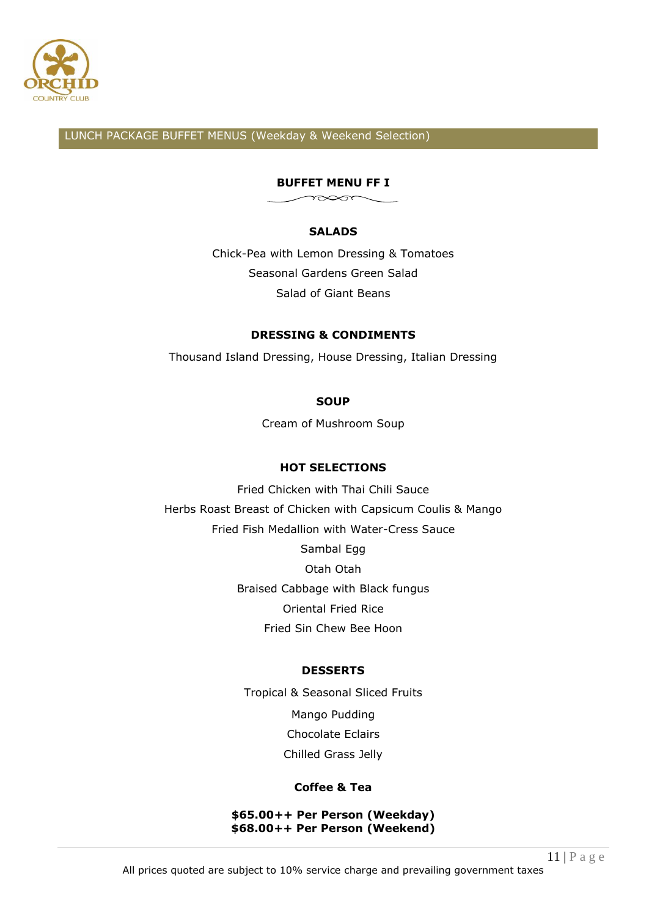## LUNCH PACKAGE BUFFET MENUS (Weekday & Weekend Selection)

### BUFFET MENU FF I

**SALADS**

Chick-Pea with Lemon Dressing & Tomatoes
Seasonal Gardens Green Salad
Salad of Giant Beans

**DRESSING & CONDIMENTS**

Thousand Island Dressing, House Dressing, Italian Dressing

**SOUP**

Cream of Mushroom Soup

**HOT SELECTIONS**

Fried Chicken with Thai Chili Sauce
Herbs Roast Breast of Chicken with Capsicum Coulis & Mango
Fried Fish Medallion with Water-Cress Sauce
Sambal Egg
Otah Otah
Braised Cabbage with Black fungus
Oriental Fried Rice
Fried Sin Chew Bee Hoon

**DESSERTS**

Tropical & Seasonal Sliced Fruits
Mango Pudding
Chocolate Eclairs
Chilled Grass Jelly

**Coffee & Tea**

**$65.00++ Per Person (Weekday)**
**$68.00++ Per Person (Weekend)**

All prices quoted are subject to 10% service charge and prevailing government taxes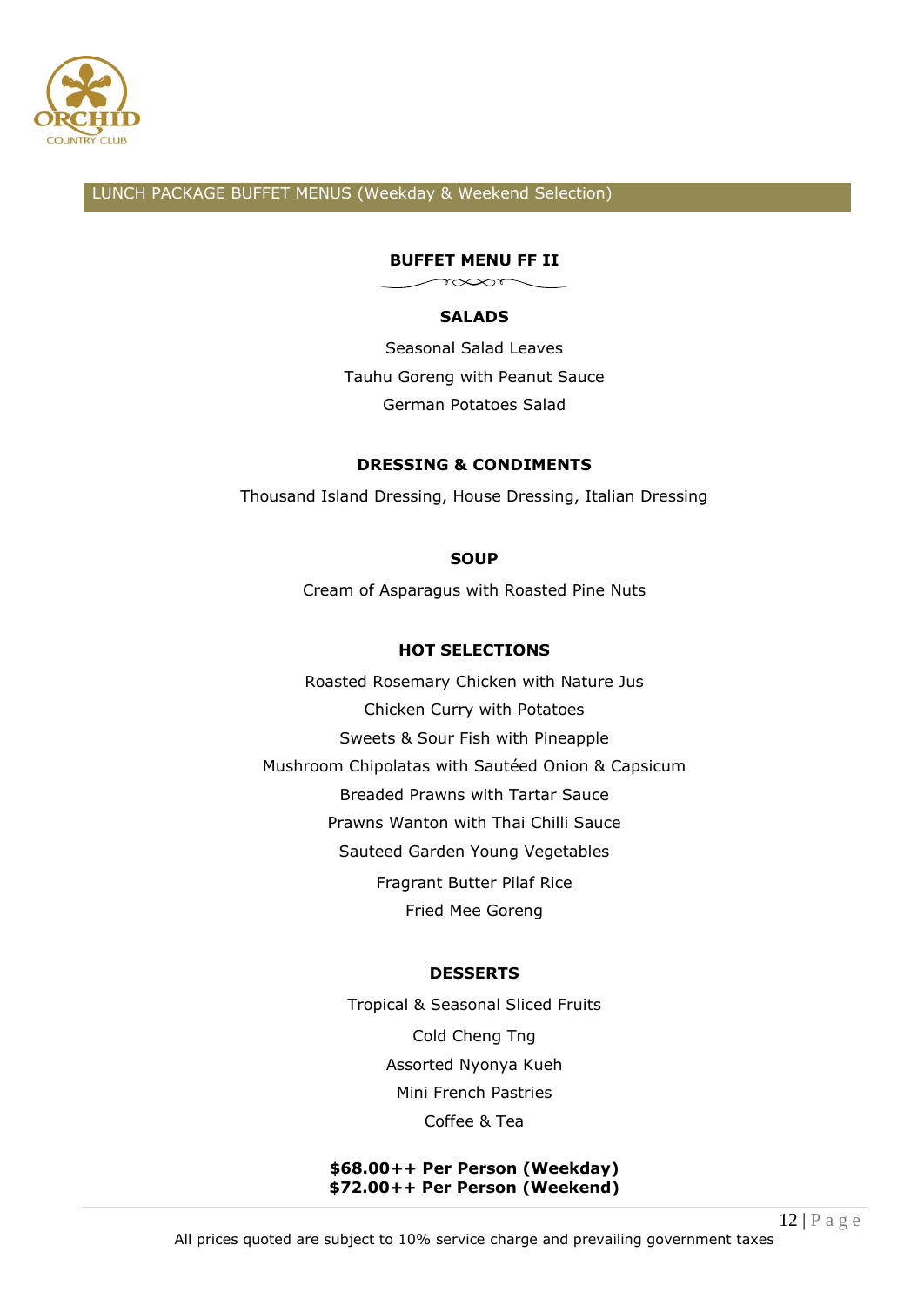ORCHID COUNTRY CLUB

## LUNCH PACKAGE BUFFET MENUS (Weekday & Weekend Selection)

### BUFFET MENU FF II

**SALADS**

Seasonal Salad Leaves
Tauhu Goreng with Peanut Sauce
German Potatoes Salad

**DRESSING & CONDIMENTS**

Thousand Island Dressing, House Dressing, Italian Dressing

**SOUP**

Cream of Asparagus with Roasted Pine Nuts

**HOT SELECTIONS**

Roasted Rosemary Chicken with Nature Jus
Chicken Curry with Potatoes
Sweets & Sour Fish with Pineapple
Mushroom Chipolatas with Sautéed Onion & Capsicum
Breaded Prawns with Tartar Sauce
Prawns Wanton with Thai Chilli Sauce
Sauteed Garden Young Vegetables
Fragrant Butter Pilaf Rice
Fried Mee Goreng

**DESSERTS**

Tropical & Seasonal Sliced Fruits
Cold Cheng Tng
Assorted Nyonya Kueh
Mini French Pastries
Coffee & Tea

**$68.00++ Per Person (Weekday)**
**$72.00++ Per Person (Weekend)**

All prices quoted are subject to 10% service charge and prevailing government taxes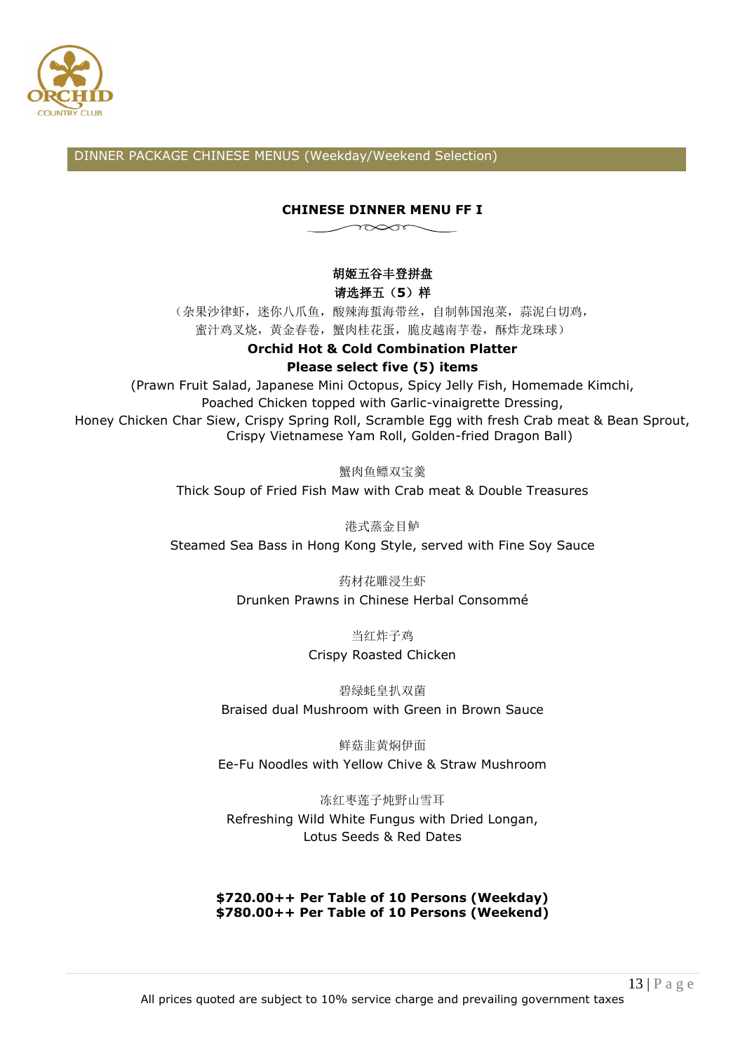DINNER PACKAGE CHINESE MENUS (Weekday/Weekend Selection)

## CHINESE DINNER MENU FF I

**胡姬五谷丰登拼盘**

**请选择五（5）样**

（杂果沙律虾，迷你八爪鱼，酸辣海蜇海带丝，自制韩国泡菜，蒜泥白切鸡，
蜜汁鸡叉烧，黄金春卷，蟹肉桂花蛋，脆皮越南芋卷，酥炸龙珠球）

**Orchid Hot & Cold Combination Platter**

**Please select five (5) items**

(Prawn Fruit Salad, Japanese Mini Octopus, Spicy Jelly Fish, Homemade Kimchi, Poached Chicken topped with Garlic-vinaigrette Dressing, Honey Chicken Char Siew, Crispy Spring Roll, Scramble Egg with fresh Crab meat & Bean Sprout, Crispy Vietnamese Yam Roll, Golden-fried Dragon Ball)

蟹肉鱼鳔双宝羹

Thick Soup of Fried Fish Maw with Crab meat & Double Treasures

港式蒸金目鲈

Steamed Sea Bass in Hong Kong Style, served with Fine Soy Sauce

药材花雕浸生虾

Drunken Prawns in Chinese Herbal Consommé

当红炸子鸡

Crispy Roasted Chicken

碧绿蚝皇扒双菌

Braised dual Mushroom with Green in Brown Sauce

鲜菇韭黄焖伊面

Ee-Fu Noodles with Yellow Chive & Straw Mushroom

冻红枣莲子炖野山雪耳

Refreshing Wild White Fungus with Dried Longan,
Lotus Seeds & Red Dates

**$720.00++ Per Table of 10 Persons (Weekday)**
**$780.00++ Per Table of 10 Persons (Weekend)**

All prices quoted are subject to 10% service charge and prevailing government taxes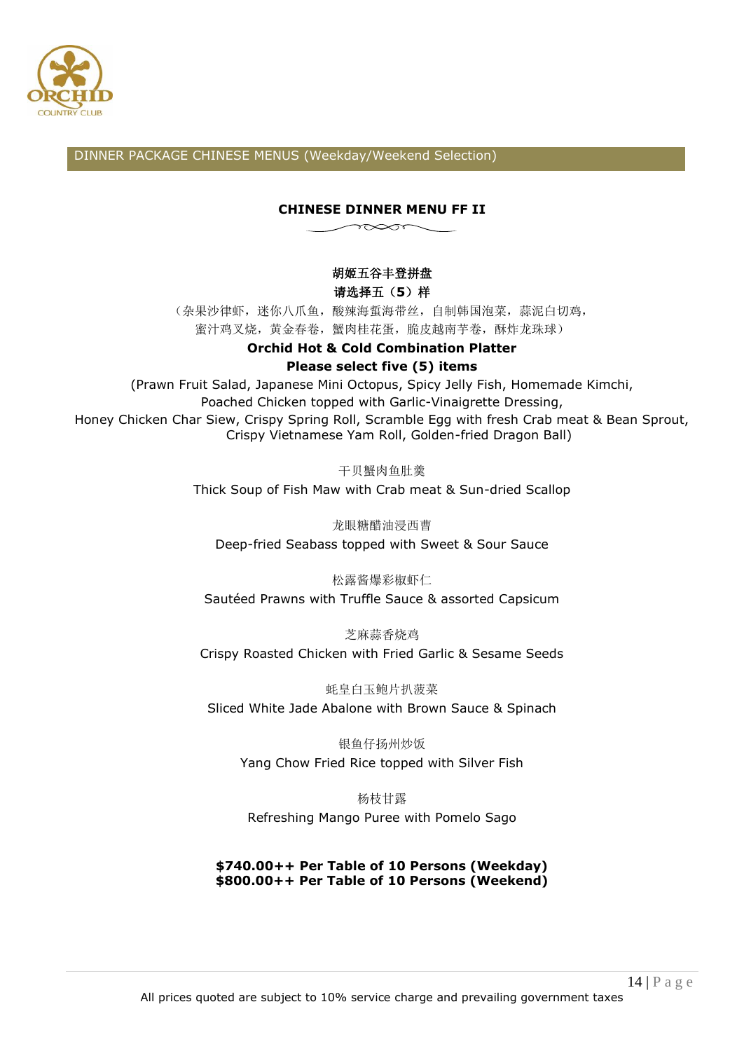DINNER PACKAGE CHINESE MENUS (Weekday/Weekend Selection)

## CHINESE DINNER MENU FF II

**胡姬五谷丰登拼盘**

**请选择五（5）样**

（杂果沙律虾，迷你八爪鱼，酸辣海蜇海带丝，自制韩国泡菜，蒜泥白切鸡，
蜜汁鸡叉烧，黄金春卷，蟹肉桂花蛋，脆皮越南芋卷，酥炸龙珠球）

**Orchid Hot & Cold Combination Platter**

**Please select five (5) items**

(Prawn Fruit Salad, Japanese Mini Octopus, Spicy Jelly Fish, Homemade Kimchi,
Poached Chicken topped with Garlic-Vinaigrette Dressing,
Honey Chicken Char Siew, Crispy Spring Roll, Scramble Egg with fresh Crab meat & Bean Sprout,
Crispy Vietnamese Yam Roll, Golden-fried Dragon Ball)

干贝蟹肉鱼肚羹

Thick Soup of Fish Maw with Crab meat & Sun-dried Scallop

龙眼糖醋油浸西曹

Deep-fried Seabass topped with Sweet & Sour Sauce

松露酱爆彩椒虾仁

Sautéed Prawns with Truffle Sauce & assorted Capsicum

芝麻蒜香烧鸡

Crispy Roasted Chicken with Fried Garlic & Sesame Seeds

蚝皇白玉鲍片扒菠菜

Sliced White Jade Abalone with Brown Sauce & Spinach

银鱼仔扬州炒饭

Yang Chow Fried Rice topped with Silver Fish

杨枝甘露

Refreshing Mango Puree with Pomelo Sago

**$740.00++ Per Table of 10 Persons (Weekday)**
**$800.00++ Per Table of 10 Persons (Weekend)**

All prices quoted are subject to 10% service charge and prevailing government taxes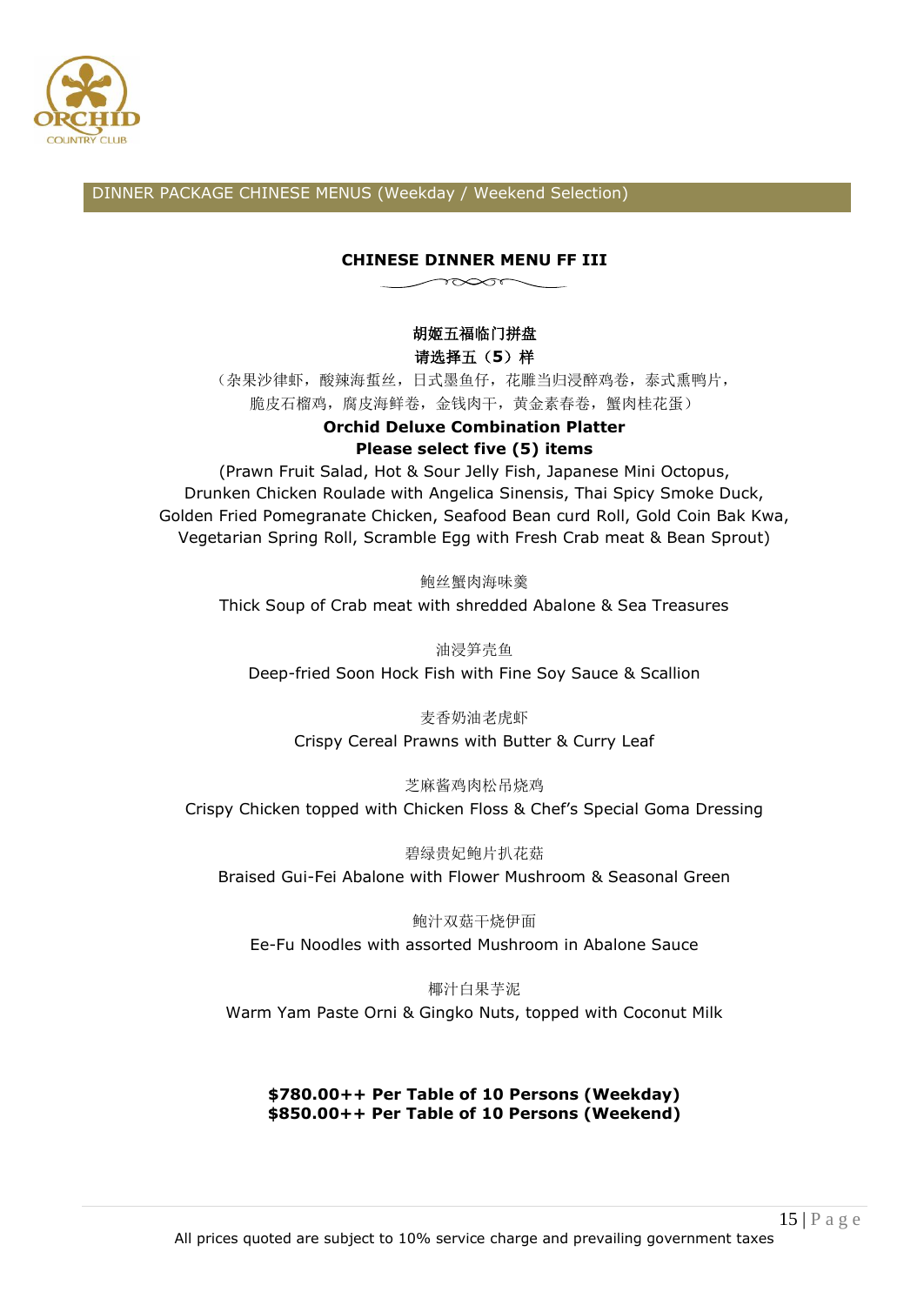DINNER PACKAGE CHINESE MENUS (Weekday / Weekend Selection)

## CHINESE DINNER MENU FF III

**胡姬五福临门拼盘**

**请选择五（5）样**

（杂果沙律虾，酸辣海蜇丝，日式墨鱼仔，花雕当归浸醉鸡卷，泰式熏鸭片，脆皮石榴鸡，腐皮海鲜卷，金钱肉干，黄金素春卷，蟹肉桂花蛋）

**Orchid Deluxe Combination Platter**

**Please select five (5) items**

(Prawn Fruit Salad, Hot & Sour Jelly Fish, Japanese Mini Octopus, Drunken Chicken Roulade with Angelica Sinensis, Thai Spicy Smoke Duck, Golden Fried Pomegranate Chicken, Seafood Bean curd Roll, Gold Coin Bak Kwa, Vegetarian Spring Roll, Scramble Egg with Fresh Crab meat & Bean Sprout)

鲍丝蟹肉海味羹

Thick Soup of Crab meat with shredded Abalone & Sea Treasures

油浸笋壳鱼

Deep-fried Soon Hock Fish with Fine Soy Sauce & Scallion

麦香奶油老虎虾

Crispy Cereal Prawns with Butter & Curry Leaf

芝麻酱鸡肉松吊烧鸡

Crispy Chicken topped with Chicken Floss & Chef's Special Goma Dressing

碧绿贵妃鲍片扒花菇

Braised Gui-Fei Abalone with Flower Mushroom & Seasonal Green

鲍汁双菇干烧伊面

Ee-Fu Noodles with assorted Mushroom in Abalone Sauce

椰汁白果芋泥

Warm Yam Paste Orni & Gingko Nuts, topped with Coconut Milk

**$780.00++ Per Table of 10 Persons (Weekday)**

**$850.00++ Per Table of 10 Persons (Weekend)**

All prices quoted are subject to 10% service charge and prevailing government taxes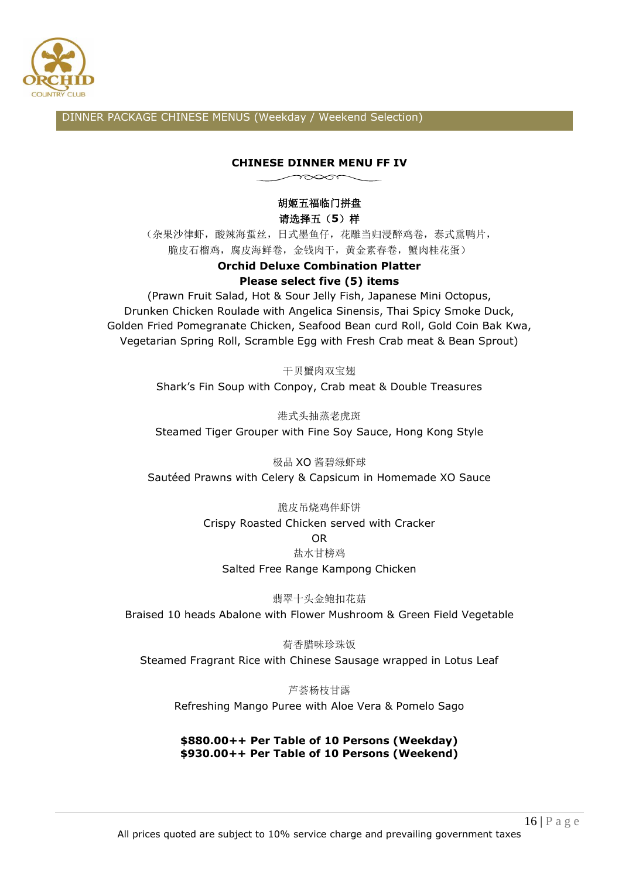DINNER PACKAGE CHINESE MENUS (Weekday / Weekend Selection)

## CHINESE DINNER MENU FF IV

**胡姬五福临门拼盘**

**请选择五（5）样**

（杂果沙律虾，酸辣海蜇丝，日式墨鱼仔，花雕当归浸醉鸡卷，泰式熏鸭片，
脆皮石榴鸡，腐皮海鲜卷，金钱肉干，黄金素春卷，蟹肉桂花蛋）

**Orchid Deluxe Combination Platter**

**Please select five (5) items**

(Prawn Fruit Salad, Hot & Sour Jelly Fish, Japanese Mini Octopus,
Drunken Chicken Roulade with Angelica Sinensis, Thai Spicy Smoke Duck,
Golden Fried Pomegranate Chicken, Seafood Bean curd Roll, Gold Coin Bak Kwa,
Vegetarian Spring Roll, Scramble Egg with Fresh Crab meat & Bean Sprout)

干贝蟹肉双宝翅

Shark's Fin Soup with Conpoy, Crab meat & Double Treasures

港式头抽蒸老虎斑

Steamed Tiger Grouper with Fine Soy Sauce, Hong Kong Style

极品 XO 酱碧绿虾球

Sautéed Prawns with Celery & Capsicum in Homemade XO Sauce

脆皮吊烧鸡伴虾饼

Crispy Roasted Chicken served with Cracker

OR

盐水甘榜鸡

Salted Free Range Kampong Chicken

翡翠十头金鲍扣花菇

Braised 10 heads Abalone with Flower Mushroom & Green Field Vegetable

荷香腊味珍珠饭

Steamed Fragrant Rice with Chinese Sausage wrapped in Lotus Leaf

芦荟杨枝甘露

Refreshing Mango Puree with Aloe Vera & Pomelo Sago

**$880.00++ Per Table of 10 Persons (Weekday)**
**$930.00++ Per Table of 10 Persons (Weekend)**

All prices quoted are subject to 10% service charge and prevailing government taxes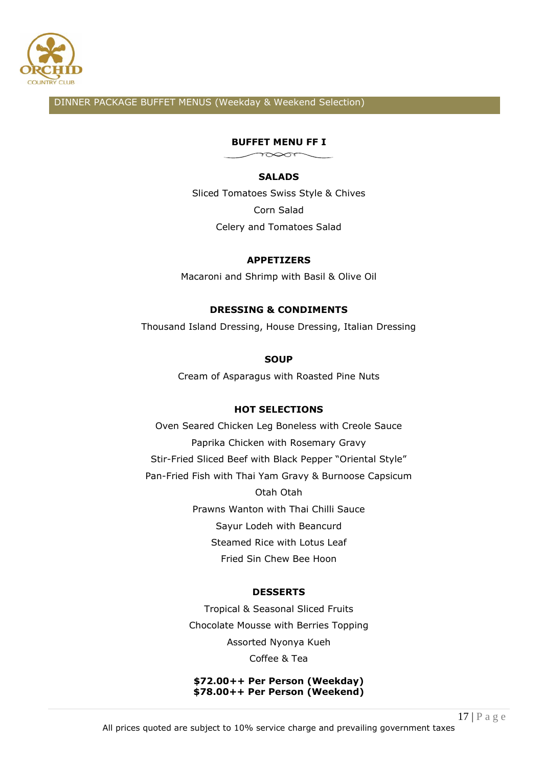DINNER PACKAGE BUFFET MENUS (Weekday & Weekend Selection)

## BUFFET MENU FF I

### SALADS

Sliced Tomatoes Swiss Style & Chives

Corn Salad

Celery and Tomatoes Salad

### APPETIZERS

Macaroni and Shrimp with Basil & Olive Oil

### DRESSING & CONDIMENTS

Thousand Island Dressing, House Dressing, Italian Dressing

### SOUP

Cream of Asparagus with Roasted Pine Nuts

### HOT SELECTIONS

Oven Seared Chicken Leg Boneless with Creole Sauce

Paprika Chicken with Rosemary Gravy

Stir-Fried Sliced Beef with Black Pepper "Oriental Style"

Pan-Fried Fish with Thai Yam Gravy & Burnoose Capsicum

Otah Otah

Prawns Wanton with Thai Chilli Sauce

Sayur Lodeh with Beancurd

Steamed Rice with Lotus Leaf

Fried Sin Chew Bee Hoon

### DESSERTS

Tropical & Seasonal Sliced Fruits

Chocolate Mousse with Berries Topping

Assorted Nyonya Kueh

Coffee & Tea

**$72.00++ Per Person (Weekday)**
**$78.00++ Per Person (Weekend)**

All prices quoted are subject to 10% service charge and prevailing government taxes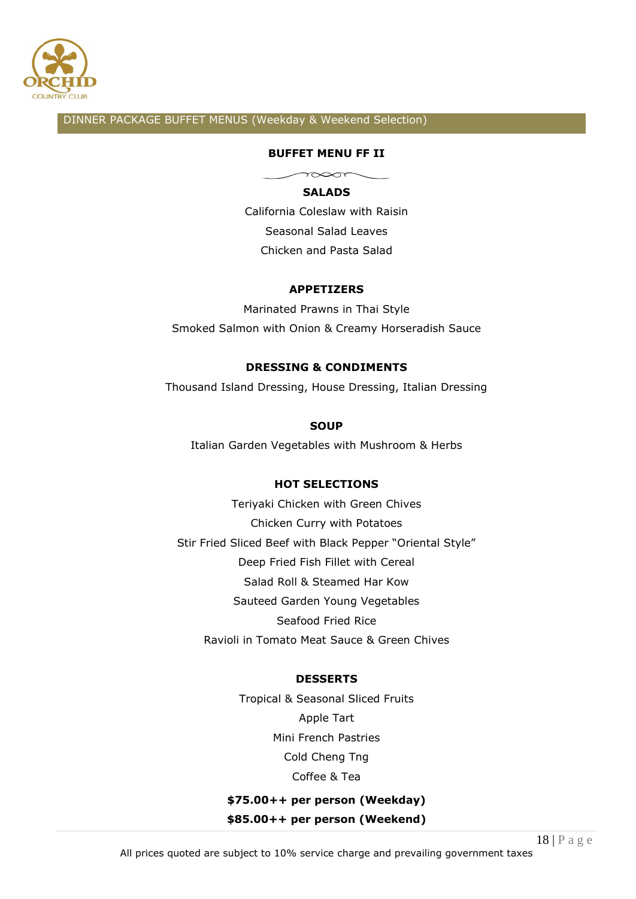DINNER PACKAGE BUFFET MENUS (Weekday & Weekend Selection)

## BUFFET MENU FF II

### SALADS

California Coleslaw with Raisin

Seasonal Salad Leaves

Chicken and Pasta Salad

### APPETIZERS

Marinated Prawns in Thai Style

Smoked Salmon with Onion & Creamy Horseradish Sauce

### DRESSING & CONDIMENTS

Thousand Island Dressing, House Dressing, Italian Dressing

### SOUP

Italian Garden Vegetables with Mushroom & Herbs

### HOT SELECTIONS

Teriyaki Chicken with Green Chives

Chicken Curry with Potatoes

Stir Fried Sliced Beef with Black Pepper "Oriental Style"

Deep Fried Fish Fillet with Cereal

Salad Roll & Steamed Har Kow

Sauteed Garden Young Vegetables

Seafood Fried Rice

Ravioli in Tomato Meat Sauce & Green Chives

### DESSERTS

Tropical & Seasonal Sliced Fruits

Apple Tart

Mini French Pastries

Cold Cheng Tng

Coffee & Tea

**$75.00++ per person (Weekday)**

**$85.00++ per person (Weekend)**

All prices quoted are subject to 10% service charge and prevailing government taxes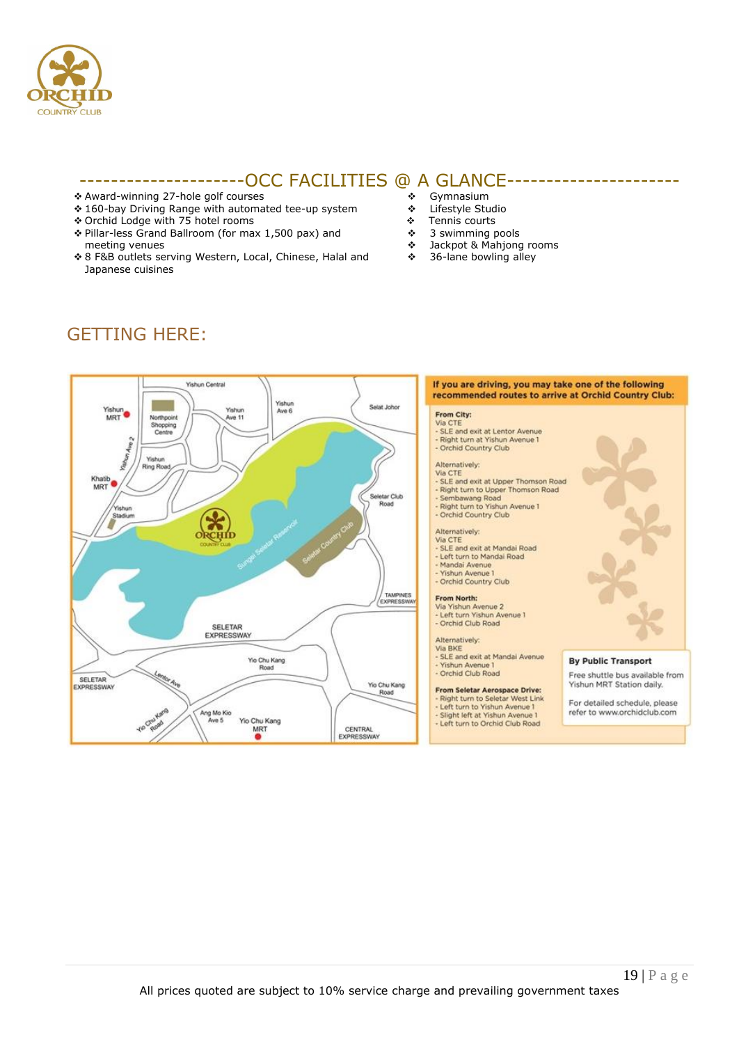## OCC FACILITIES @ A GLANCE

- Award-winning 27-hole golf courses
- 160-bay Driving Range with automated tee-up system
- Orchid Lodge with 75 hotel rooms
- Pillar-less Grand Ballroom (for max 1,500 pax) and meeting venues
- 8 F&B outlets serving Western, Local, Chinese, Halal and Japanese cuisines
- Gymnasium
- Lifestyle Studio
- Tennis courts
- 3 swimming pools
- Jackpot & Mahjong rooms
- 36-lane bowling alley

## GETTING HERE:

Yishun Central
Yishun MRT
Northpoint Shopping Centre
Yishun Ave 11
Yishun Ave 6
Selat Johor
Yishun Ave 2
Yishun Ring Road
Khatib MRT
Yishun Stadium
ORCHID COUNTRY CLUB
Sungei Seletar Reservoir
Seletar Club Road
Seletar Country Club
TAMPINES EXPRESSWAY
SELETAR EXPRESSWAY
Yio Chu Kang Road
SELETAR EXPRESSWAY
Lentor Ave
Yio Chu Kang Road
Yio Chu Kang Road
Ang Mo Kio Ave 5
Yio Chu Kang MRT
CENTRAL EXPRESSWAY

**If you are driving, you may take one of the following recommended routes to arrive at Orchid Country Club:**

**From City:**
Via CTE
- SLE and exit at Lentor Avenue
- Right turn at Yishun Avenue 1
- Orchid Country Club

Alternatively:
Via CTE
- SLE and exit at Upper Thomson Road
- Right turn to Upper Thomson Road
- Sembawang Road
- Right turn to Yishun Avenue 1
- Orchid Country Club

Alternatively:
Via CTE
- SLE and exit at Mandai Road
- Left turn to Mandai Road
- Mandai Avenue
- Yishun Avenue 1
- Orchid Country Club

**From North:**
Via Yishun Avenue 2
- Left turn Yishun Avenue 1
- Orchid Club Road

Alternatively:
Via BKE
- SLE and exit at Mandai Avenue
- Yishun Avenue 1
- Orchid Club Road

**From Seletar Aerospace Drive:**
- Right turn to Seletar West Link
- Left turn to Yishun Avenue 1
- Slight left at Yishun Avenue 1
- Left turn to Orchid Club Road

**By Public Transport**

Free shuttle bus available from Yishun MRT Station daily.

For detailed schedule, please refer to www.orchidclub.com

All prices quoted are subject to 10% service charge and prevailing government taxes